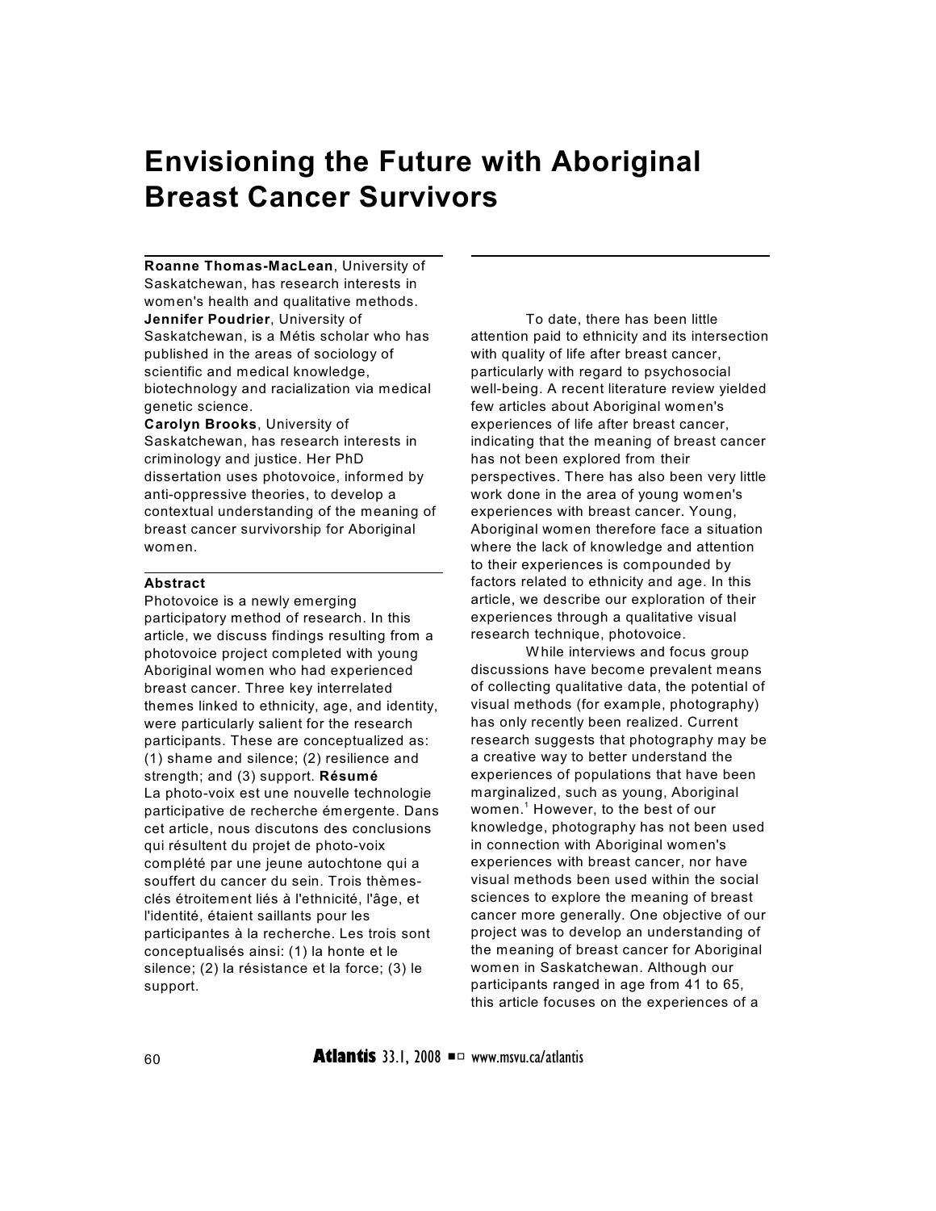# Envisioning the Future with Aboriginal Breast Cancer Survivors

**Roanne Thomas-MacLean**, University of Saskatchewan, has research interests in women's health and qualitative methods.
**Jennifer Poudrier**, University of Saskatchewan, is a Métis scholar who has published in the areas of sociology of scientific and medical knowledge, biotechnology and racialization via medical genetic science.
**Carolyn Brooks**, University of Saskatchewan, has research interests in criminology and justice. Her PhD dissertation uses photovoice, informed by anti-oppressive theories, to develop a contextual understanding of the meaning of breast cancer survivorship for Aboriginal women.

**Abstract**
Photovoice is a newly emerging participatory method of research. In this article, we discuss findings resulting from a photovoice project completed with young Aboriginal women who had experienced breast cancer. Three key interrelated themes linked to ethnicity, age, and identity, were particularly salient for the research participants. These are conceptualized as: (1) shame and silence; (2) resilience and strength; and (3) support. **Résumé**
La photo-voix est une nouvelle technologie participative de recherche émergente. Dans cet article, nous discutons des conclusions qui résultent du projet de photo-voix complété par une jeune autochtone qui a souffert du cancer du sein. Trois thèmes-clés étroitement liés à l'ethnicité, l'âge, et l'identité, étaient saillants pour les participantes à la recherche. Les trois sont conceptualisés ainsi: (1) la honte et le silence; (2) la résistance et la force; (3) le support.

To date, there has been little attention paid to ethnicity and its intersection with quality of life after breast cancer, particularly with regard to psychosocial well-being. A recent literature review yielded few articles about Aboriginal women's experiences of life after breast cancer, indicating that the meaning of breast cancer has not been explored from their perspectives. There has also been very little work done in the area of young women's experiences with breast cancer. Young, Aboriginal women therefore face a situation where the lack of knowledge and attention to their experiences is compounded by factors related to ethnicity and age. In this article, we describe our exploration of their experiences through a qualitative visual research technique, photovoice.

While interviews and focus group discussions have become prevalent means of collecting qualitative data, the potential of visual methods (for example, photography) has only recently been realized. Current research suggests that photography may be a creative way to better understand the experiences of populations that have been marginalized, such as young, Aboriginal women.[1] However, to the best of our knowledge, photography has not been used in connection with Aboriginal women's experiences with breast cancer, nor have visual methods been used within the social sciences to explore the meaning of breast cancer more generally. One objective of our project was to develop an understanding of the meaning of breast cancer for Aboriginal women in Saskatchewan. Although our participants ranged in age from 41 to 65, this article focuses on the experiences of a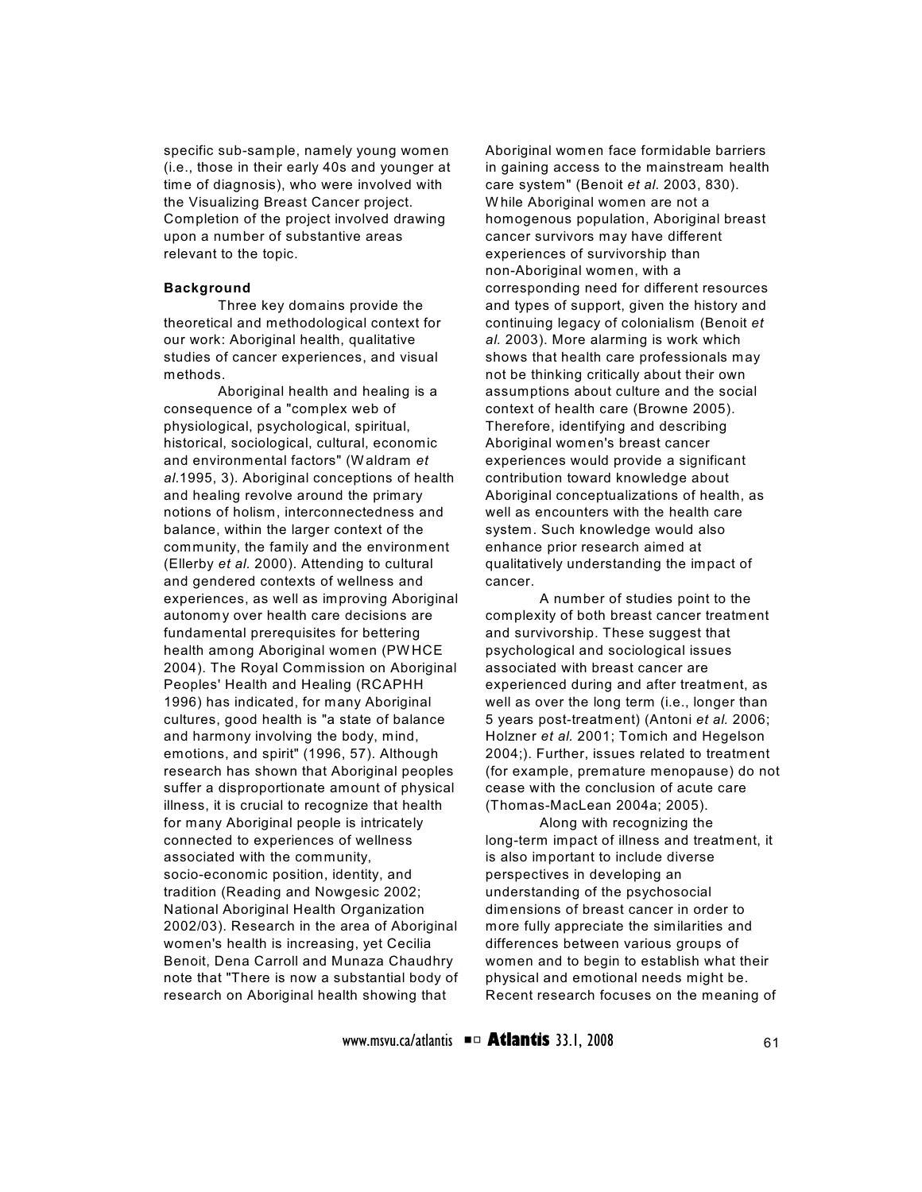specific sub-sample, namely young women (i.e., those in their early 40s and younger at time of diagnosis), who were involved with the Visualizing Breast Cancer project. Completion of the project involved drawing upon a number of substantive areas relevant to the topic.

**Background**

Three key domains provide the theoretical and methodological context for our work: Aboriginal health, qualitative studies of cancer experiences, and visual methods.

Aboriginal health and healing is a consequence of a "complex web of physiological, psychological, spiritual, historical, sociological, cultural, economic and environmental factors" (Waldram *et al.*1995, 3). Aboriginal conceptions of health and healing revolve around the primary notions of holism, interconnectedness and balance, within the larger context of the community, the family and the environment (Ellerby *et al.* 2000). Attending to cultural and gendered contexts of wellness and experiences, as well as improving Aboriginal autonomy over health care decisions are fundamental prerequisites for bettering health among Aboriginal women (PWHCE 2004). The Royal Commission on Aboriginal Peoples' Health and Healing (RCAPHH 1996) has indicated, for many Aboriginal cultures, good health is "a state of balance and harmony involving the body, mind, emotions, and spirit" (1996, 57). Although research has shown that Aboriginal peoples suffer a disproportionate amount of physical illness, it is crucial to recognize that health for many Aboriginal people is intricately connected to experiences of wellness associated with the community, socio-economic position, identity, and tradition (Reading and Nowgesic 2002; National Aboriginal Health Organization 2002/03). Research in the area of Aboriginal women's health is increasing, yet Cecilia Benoit, Dena Carroll and Munaza Chaudhry note that "There is now a substantial body of research on Aboriginal health showing that Aboriginal women face formidable barriers in gaining access to the mainstream health care system" (Benoit *et al.* 2003, 830). While Aboriginal women are not a homogenous population, Aboriginal breast cancer survivors may have different experiences of survivorship than non-Aboriginal women, with a corresponding need for different resources and types of support, given the history and continuing legacy of colonialism (Benoit *et al.* 2003). More alarming is work which shows that health care professionals may not be thinking critically about their own assumptions about culture and the social context of health care (Browne 2005). Therefore, identifying and describing Aboriginal women's breast cancer experiences would provide a significant contribution toward knowledge about Aboriginal conceptualizations of health, as well as encounters with the health care system. Such knowledge would also enhance prior research aimed at qualitatively understanding the impact of cancer.

A number of studies point to the complexity of both breast cancer treatment and survivorship. These suggest that psychological and sociological issues associated with breast cancer are experienced during and after treatment, as well as over the long term (i.e., longer than 5 years post-treatment) (Antoni *et al.* 2006; Holzner *et al.* 2001; Tomich and Hegelson 2004;). Further, issues related to treatment (for example, premature menopause) do not cease with the conclusion of acute care (Thomas-MacLean 2004a; 2005).

Along with recognizing the long-term impact of illness and treatment, it is also important to include diverse perspectives in developing an understanding of the psychosocial dimensions of breast cancer in order to more fully appreciate the similarities and differences between various groups of women and to begin to establish what their physical and emotional needs might be. Recent research focuses on the meaning of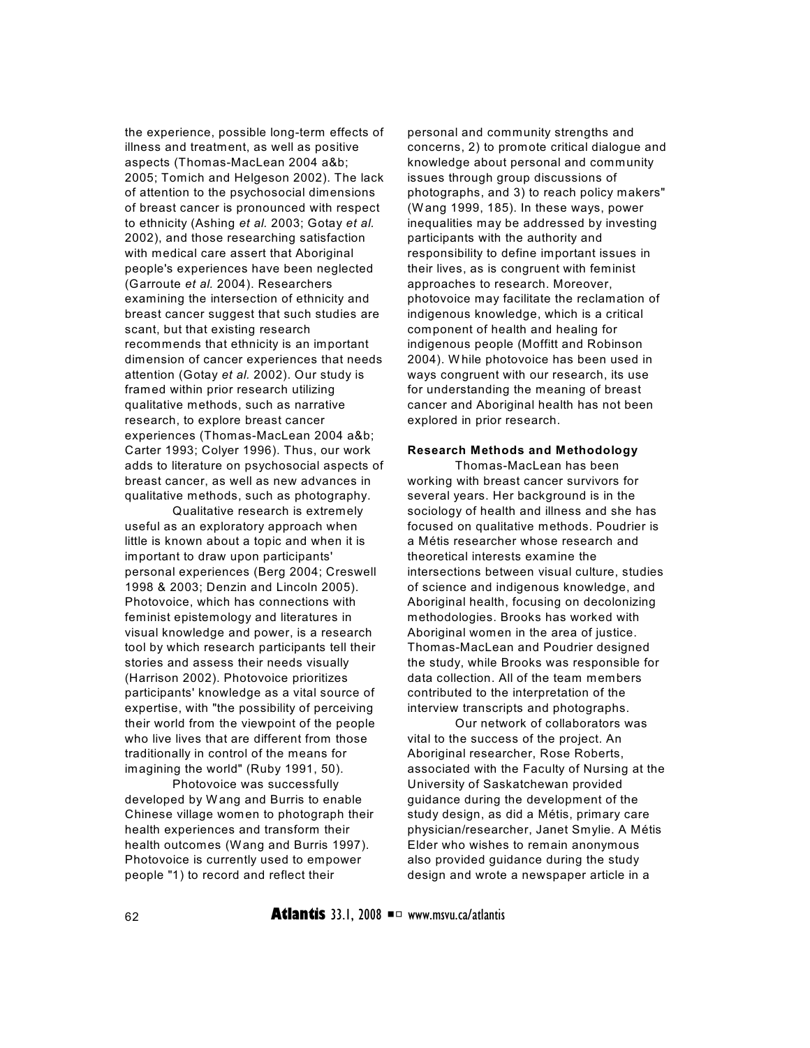the experience, possible long-term effects of illness and treatment, as well as positive aspects (Thomas-MacLean 2004 a&b; 2005; Tomich and Helgeson 2002). The lack of attention to the psychosocial dimensions of breast cancer is pronounced with respect to ethnicity (Ashing *et al.* 2003; Gotay *et al.* 2002), and those researching satisfaction with medical care assert that Aboriginal people's experiences have been neglected (Garroute *et al.* 2004). Researchers examining the intersection of ethnicity and breast cancer suggest that such studies are scant, but that existing research recommends that ethnicity is an important dimension of cancer experiences that needs attention (Gotay *et al.* 2002). Our study is framed within prior research utilizing qualitative methods, such as narrative research, to explore breast cancer experiences (Thomas-MacLean 2004 a&b; Carter 1993; Colyer 1996). Thus, our work adds to literature on psychosocial aspects of breast cancer, as well as new advances in qualitative methods, such as photography.

Qualitative research is extremely useful as an exploratory approach when little is known about a topic and when it is important to draw upon participants' personal experiences (Berg 2004; Creswell 1998 & 2003; Denzin and Lincoln 2005). Photovoice, which has connections with feminist epistemology and literatures in visual knowledge and power, is a research tool by which research participants tell their stories and assess their needs visually (Harrison 2002). Photovoice prioritizes participants' knowledge as a vital source of expertise, with "the possibility of perceiving their world from the viewpoint of the people who live lives that are different from those traditionally in control of the means for imagining the world" (Ruby 1991, 50).

Photovoice was successfully developed by Wang and Burris to enable Chinese village women to photograph their health experiences and transform their health outcomes (Wang and Burris 1997). Photovoice is currently used to empower people "1) to record and reflect their personal and community strengths and concerns, 2) to promote critical dialogue and knowledge about personal and community issues through group discussions of photographs, and 3) to reach policy makers" (Wang 1999, 185). In these ways, power inequalities may be addressed by investing participants with the authority and responsibility to define important issues in their lives, as is congruent with feminist approaches to research. Moreover, photovoice may facilitate the reclamation of indigenous knowledge, which is a critical component of health and healing for indigenous people (Moffitt and Robinson 2004). While photovoice has been used in ways congruent with our research, its use for understanding the meaning of breast cancer and Aboriginal health has not been explored in prior research.

**Research Methods and Methodology**

Thomas-MacLean has been working with breast cancer survivors for several years. Her background is in the sociology of health and illness and she has focused on qualitative methods. Poudrier is a Métis researcher whose research and theoretical interests examine the intersections between visual culture, studies of science and indigenous knowledge, and Aboriginal health, focusing on decolonizing methodologies. Brooks has worked with Aboriginal women in the area of justice. Thomas-MacLean and Poudrier designed the study, while Brooks was responsible for data collection. All of the team members contributed to the interpretation of the interview transcripts and photographs.

Our network of collaborators was vital to the success of the project. An Aboriginal researcher, Rose Roberts, associated with the Faculty of Nursing at the University of Saskatchewan provided guidance during the development of the study design, as did a Métis, primary care physician/researcher, Janet Smylie. A Métis Elder who wishes to remain anonymous also provided guidance during the study design and wrote a newspaper article in a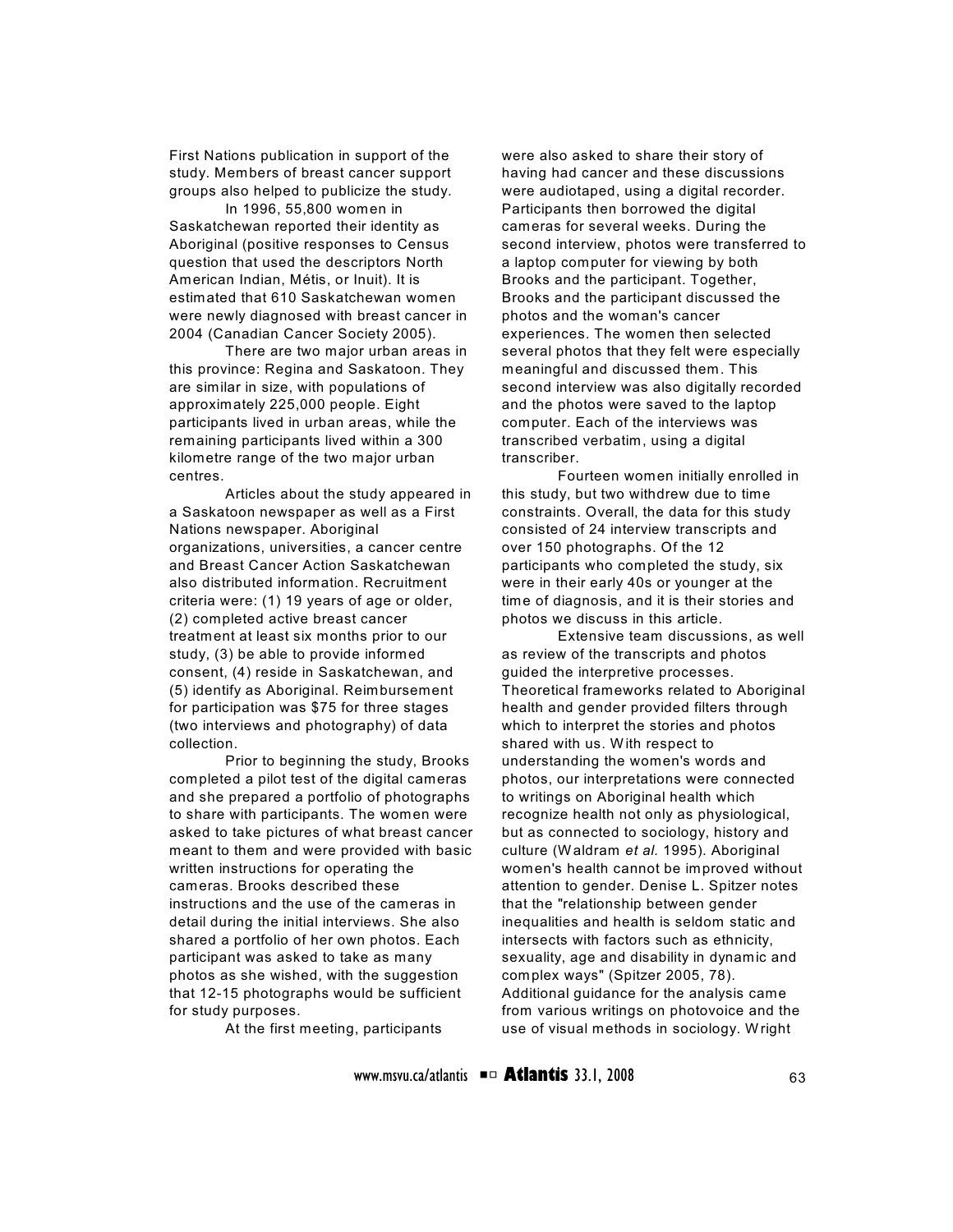First Nations publication in support of the study. Members of breast cancer support groups also helped to publicize the study.

In 1996, 55,800 women in Saskatchewan reported their identity as Aboriginal (positive responses to Census question that used the descriptors North American Indian, Métis, or Inuit). It is estimated that 610 Saskatchewan women were newly diagnosed with breast cancer in 2004 (Canadian Cancer Society 2005).

There are two major urban areas in this province: Regina and Saskatoon. They are similar in size, with populations of approximately 225,000 people. Eight participants lived in urban areas, while the remaining participants lived within a 300 kilometre range of the two major urban centres.

Articles about the study appeared in a Saskatoon newspaper as well as a First Nations newspaper. Aboriginal organizations, universities, a cancer centre and Breast Cancer Action Saskatchewan also distributed information. Recruitment criteria were: (1) 19 years of age or older, (2) completed active breast cancer treatment at least six months prior to our study, (3) be able to provide informed consent, (4) reside in Saskatchewan, and (5) identify as Aboriginal. Reimbursement for participation was $75 for three stages (two interviews and photography) of data collection.

Prior to beginning the study, Brooks completed a pilot test of the digital cameras and she prepared a portfolio of photographs to share with participants. The women were asked to take pictures of what breast cancer meant to them and were provided with basic written instructions for operating the cameras. Brooks described these instructions and the use of the cameras in detail during the initial interviews. She also shared a portfolio of her own photos. Each participant was asked to take as many photos as she wished, with the suggestion that 12-15 photographs would be sufficient for study purposes.

At the first meeting, participants were also asked to share their story of having had cancer and these discussions were audiotaped, using a digital recorder. Participants then borrowed the digital cameras for several weeks. During the second interview, photos were transferred to a laptop computer for viewing by both Brooks and the participant. Together, Brooks and the participant discussed the photos and the woman's cancer experiences. The women then selected several photos that they felt were especially meaningful and discussed them. This second interview was also digitally recorded and the photos were saved to the laptop computer. Each of the interviews was transcribed verbatim, using a digital transcriber.

Fourteen women initially enrolled in this study, but two withdrew due to time constraints. Overall, the data for this study consisted of 24 interview transcripts and over 150 photographs. Of the 12 participants who completed the study, six were in their early 40s or younger at the time of diagnosis, and it is their stories and photos we discuss in this article.

Extensive team discussions, as well as review of the transcripts and photos guided the interpretive processes. Theoretical frameworks related to Aboriginal health and gender provided filters through which to interpret the stories and photos shared with us. With respect to understanding the women's words and photos, our interpretations were connected to writings on Aboriginal health which recognize health not only as physiological, but as connected to sociology, history and culture (Waldram *et al.* 1995). Aboriginal women's health cannot be improved without attention to gender. Denise L. Spitzer notes that the "relationship between gender inequalities and health is seldom static and intersects with factors such as ethnicity, sexuality, age and disability in dynamic and complex ways" (Spitzer 2005, 78). Additional guidance for the analysis came from various writings on photovoice and the use of visual methods in sociology. Wright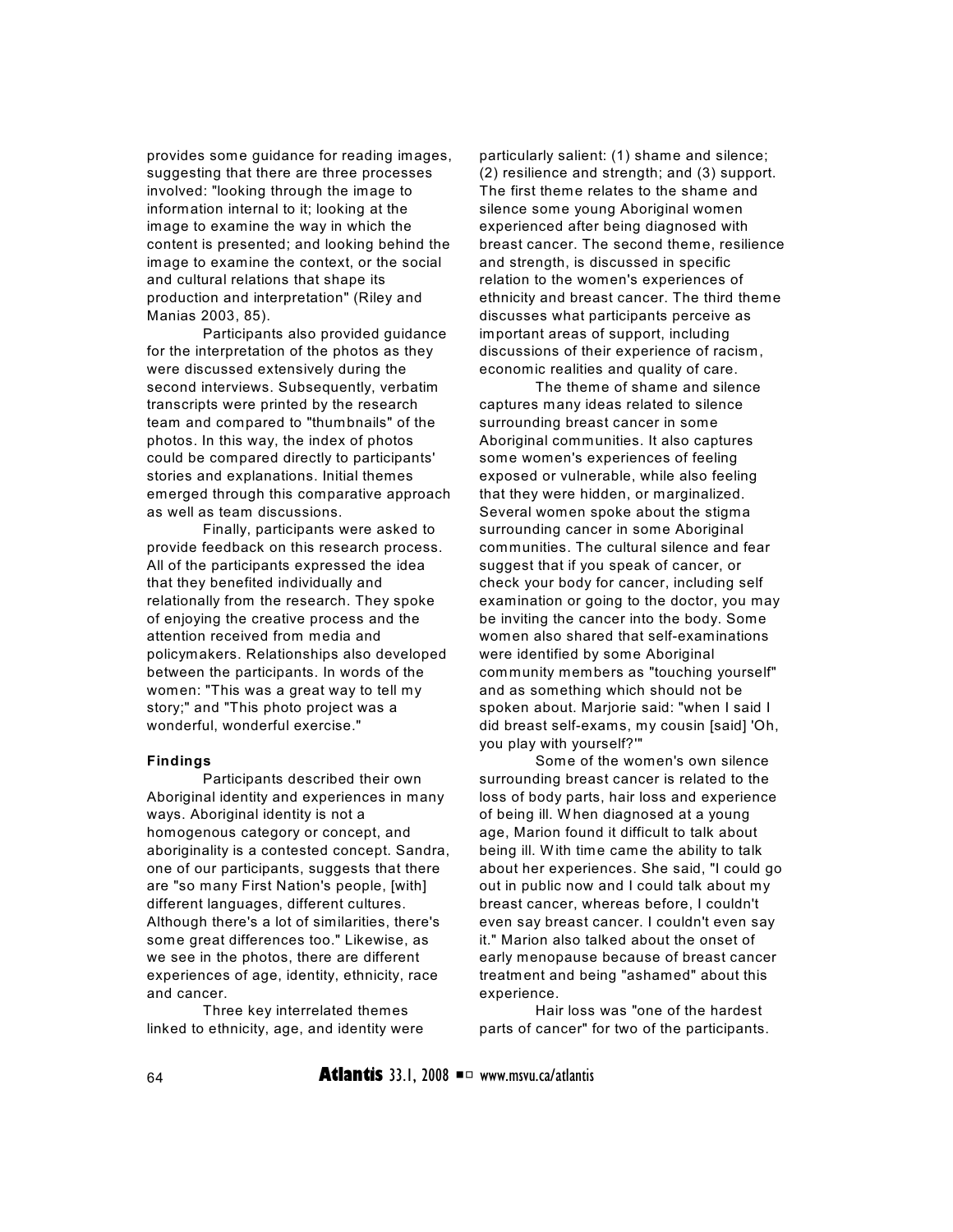provides some guidance for reading images, suggesting that there are three processes involved: "looking through the image to information internal to it; looking at the image to examine the way in which the content is presented; and looking behind the image to examine the context, or the social and cultural relations that shape its production and interpretation" (Riley and Manias 2003, 85).

Participants also provided guidance for the interpretation of the photos as they were discussed extensively during the second interviews. Subsequently, verbatim transcripts were printed by the research team and compared to "thumbnails" of the photos. In this way, the index of photos could be compared directly to participants' stories and explanations. Initial themes emerged through this comparative approach as well as team discussions.

Finally, participants were asked to provide feedback on this research process. All of the participants expressed the idea that they benefited individually and relationally from the research. They spoke of enjoying the creative process and the attention received from media and policymakers. Relationships also developed between the participants. In words of the women: "This was a great way to tell my story;" and "This photo project was a wonderful, wonderful exercise."

**Findings**

Participants described their own Aboriginal identity and experiences in many ways. Aboriginal identity is not a homogenous category or concept, and aboriginality is a contested concept. Sandra, one of our participants, suggests that there are "so many First Nation's people, [with] different languages, different cultures. Although there's a lot of similarities, there's some great differences too." Likewise, as we see in the photos, there are different experiences of age, identity, ethnicity, race and cancer.

Three key interrelated themes linked to ethnicity, age, and identity were particularly salient: (1) shame and silence; (2) resilience and strength; and (3) support. The first theme relates to the shame and silence some young Aboriginal women experienced after being diagnosed with breast cancer. The second theme, resilience and strength, is discussed in specific relation to the women's experiences of ethnicity and breast cancer. The third theme discusses what participants perceive as important areas of support, including discussions of their experience of racism, economic realities and quality of care.

The theme of shame and silence captures many ideas related to silence surrounding breast cancer in some Aboriginal communities. It also captures some women's experiences of feeling exposed or vulnerable, while also feeling that they were hidden, or marginalized. Several women spoke about the stigma surrounding cancer in some Aboriginal communities. The cultural silence and fear suggest that if you speak of cancer, or check your body for cancer, including self examination or going to the doctor, you may be inviting the cancer into the body. Some women also shared that self-examinations were identified by some Aboriginal community members as "touching yourself" and as something which should not be spoken about. Marjorie said: "when I said I did breast self-exams, my cousin [said] 'Oh, you play with yourself?'"

Some of the women's own silence surrounding breast cancer is related to the loss of body parts, hair loss and experience of being ill. When diagnosed at a young age, Marion found it difficult to talk about being ill. With time came the ability to talk about her experiences. She said, "I could go out in public now and I could talk about my breast cancer, whereas before, I couldn't even say breast cancer. I couldn't even say it." Marion also talked about the onset of early menopause because of breast cancer treatment and being "ashamed" about this experience.

Hair loss was "one of the hardest parts of cancer" for two of the participants.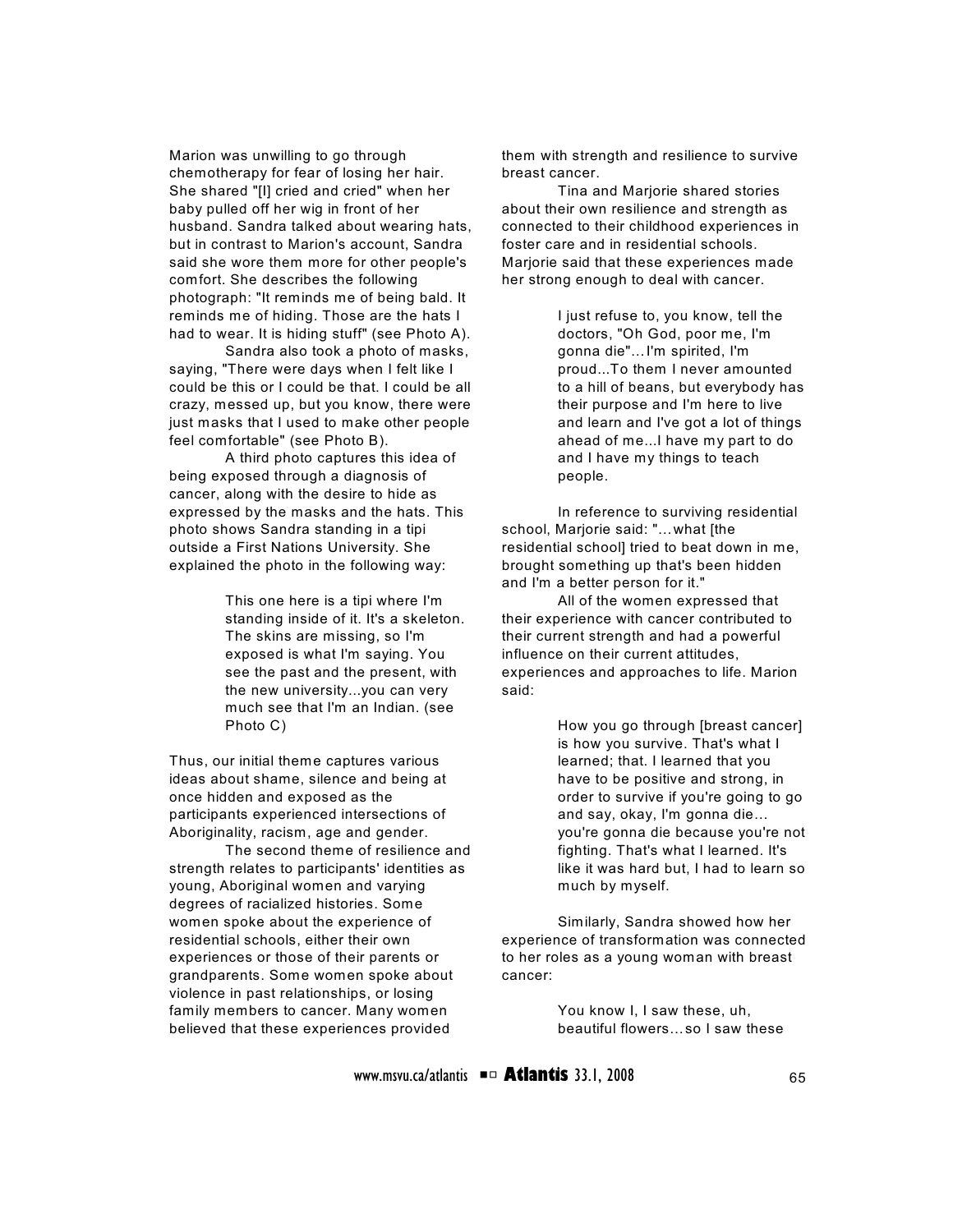Marion was unwilling to go through chemotherapy for fear of losing her hair. She shared "[I] cried and cried" when her baby pulled off her wig in front of her husband. Sandra talked about wearing hats, but in contrast to Marion's account, Sandra said she wore them more for other people's comfort. She describes the following photograph: "It reminds me of being bald. It reminds me of hiding. Those are the hats I had to wear. It is hiding stuff" (see Photo A).

Sandra also took a photo of masks, saying, "There were days when I felt like I could be this or I could be that. I could be all crazy, messed up, but you know, there were just masks that I used to make other people feel comfortable" (see Photo B).

A third photo captures this idea of being exposed through a diagnosis of cancer, along with the desire to hide as expressed by the masks and the hats. This photo shows Sandra standing in a tipi outside a First Nations University. She explained the photo in the following way:

> This one here is a tipi where I'm standing inside of it. It's a skeleton. The skins are missing, so I'm exposed is what I'm saying. You see the past and the present, with the new university...you can very much see that I'm an Indian. (see Photo C)

Thus, our initial theme captures various ideas about shame, silence and being at once hidden and exposed as the participants experienced intersections of Aboriginality, racism, age and gender.

The second theme of resilience and strength relates to participants' identities as young, Aboriginal women and varying degrees of racialized histories. Some women spoke about the experience of residential schools, either their own experiences or those of their parents or grandparents. Some women spoke about violence in past relationships, or losing family members to cancer. Many women believed that these experiences provided them with strength and resilience to survive breast cancer.

Tina and Marjorie shared stories about their own resilience and strength as connected to their childhood experiences in foster care and in residential schools. Marjorie said that these experiences made her strong enough to deal with cancer.

> I just refuse to, you know, tell the doctors, "Oh God, poor me, I'm gonna die"…I'm spirited, I'm proud...To them I never amounted to a hill of beans, but everybody has their purpose and I'm here to live and learn and I've got a lot of things ahead of me...I have my part to do and I have my things to teach people.

In reference to surviving residential school, Marjorie said: "…what [the residential school] tried to beat down in me, brought something up that's been hidden and I'm a better person for it."

All of the women expressed that their experience with cancer contributed to their current strength and had a powerful influence on their current attitudes, experiences and approaches to life. Marion said:

> How you go through [breast cancer] is how you survive. That's what I learned; that. I learned that you have to be positive and strong, in order to survive if you're going to go and say, okay, I'm gonna die… you're gonna die because you're not fighting. That's what I learned. It's like it was hard but, I had to learn so much by myself.

Similarly, Sandra showed how her experience of transformation was connected to her roles as a young woman with breast cancer:

> You know I, I saw these, uh, beautiful flowers…so I saw these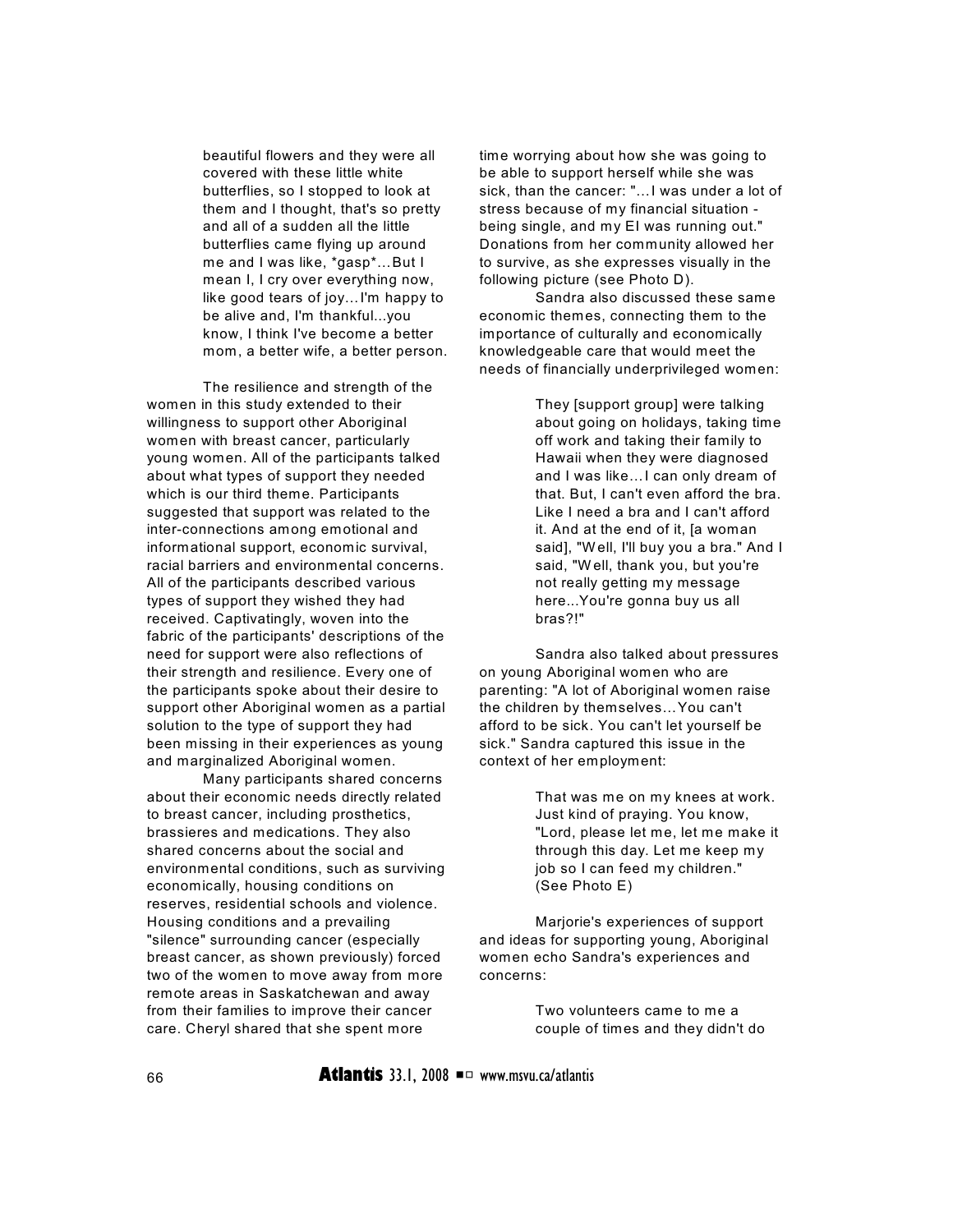> beautiful flowers and they were all covered with these little white butterflies, so I stopped to look at them and I thought, that's so pretty and all of a sudden all the little butterflies came flying up around me and I was like, *gasp*…But I mean I, I cry over everything now, like good tears of joy…I'm happy to be alive and, I'm thankful...you know, I think I've become a better mom, a better wife, a better person.

The resilience and strength of the women in this study extended to their willingness to support other Aboriginal women with breast cancer, particularly young women. All of the participants talked about what types of support they needed which is our third theme. Participants suggested that support was related to the inter-connections among emotional and informational support, economic survival, racial barriers and environmental concerns. All of the participants described various types of support they wished they had received. Captivatingly, woven into the fabric of the participants' descriptions of the need for support were also reflections of their strength and resilience. Every one of the participants spoke about their desire to support other Aboriginal women as a partial solution to the type of support they had been missing in their experiences as young and marginalized Aboriginal women.

Many participants shared concerns about their economic needs directly related to breast cancer, including prosthetics, brassieres and medications. They also shared concerns about the social and environmental conditions, such as surviving economically, housing conditions on reserves, residential schools and violence. Housing conditions and a prevailing "silence" surrounding cancer (especially breast cancer, as shown previously) forced two of the women to move away from more remote areas in Saskatchewan and away from their families to improve their cancer care. Cheryl shared that she spent more time worrying about how she was going to be able to support herself while she was sick, than the cancer: "…I was under a lot of stress because of my financial situation - being single, and my EI was running out." Donations from her community allowed her to survive, as she expresses visually in the following picture (see Photo D).

Sandra also discussed these same economic themes, connecting them to the importance of culturally and economically knowledgeable care that would meet the needs of financially underprivileged women:

> They [support group] were talking about going on holidays, taking time off work and taking their family to Hawaii when they were diagnosed and I was like…I can only dream of that. But, I can't even afford the bra. Like I need a bra and I can't afford it. And at the end of it, [a woman said], "Well, I'll buy you a bra." And I said, "Well, thank you, but you're not really getting my message here...You're gonna buy us all bras?!"

Sandra also talked about pressures on young Aboriginal women who are parenting: "A lot of Aboriginal women raise the children by themselves…You can't afford to be sick. You can't let yourself be sick." Sandra captured this issue in the context of her employment:

> That was me on my knees at work. Just kind of praying. You know, "Lord, please let me, let me make it through this day. Let me keep my job so I can feed my children." (See Photo E)

Marjorie's experiences of support and ideas for supporting young, Aboriginal women echo Sandra's experiences and concerns:

> Two volunteers came to me a couple of times and they didn't do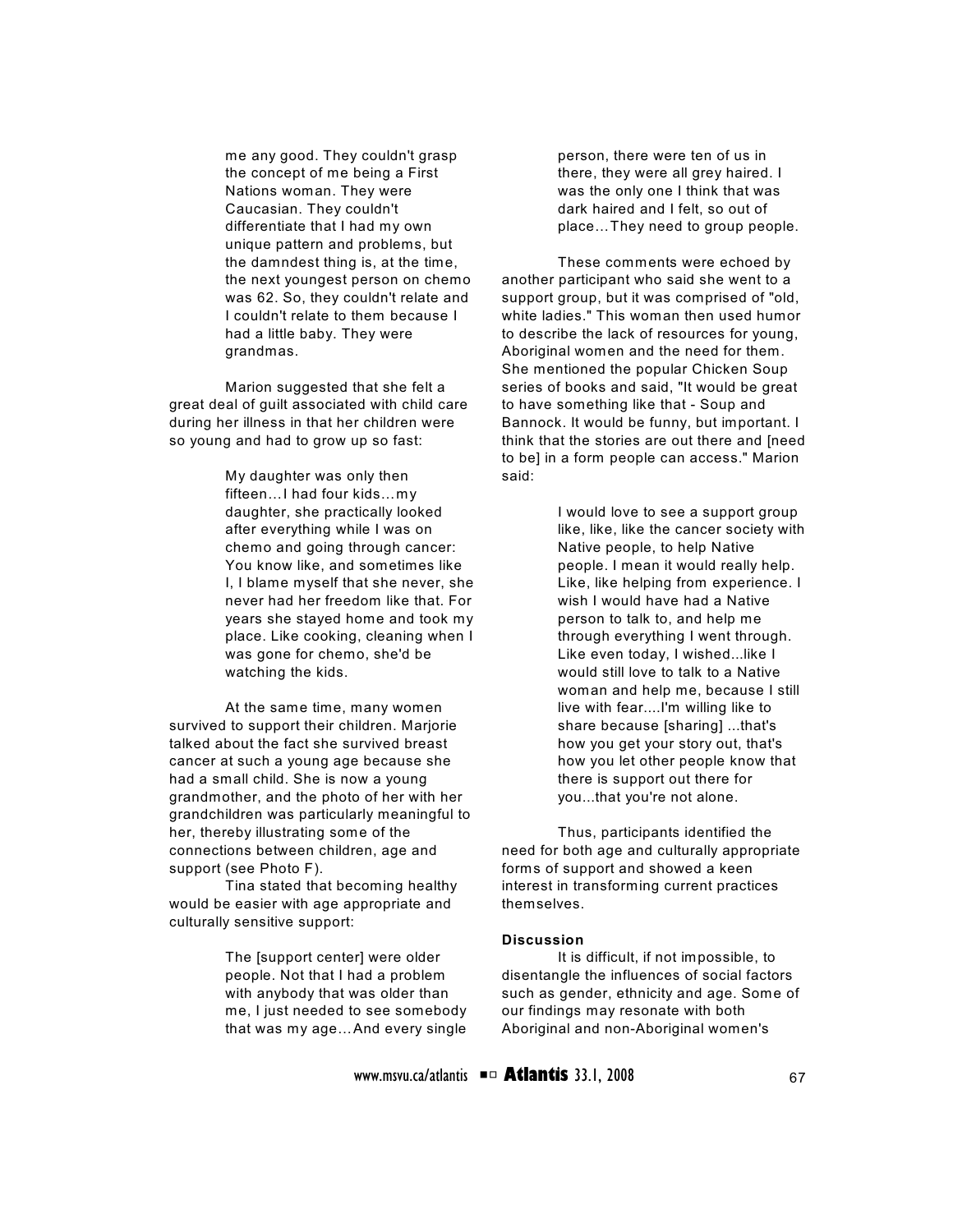me any good. They couldn't grasp the concept of me being a First Nations woman. They were Caucasian. They couldn't differentiate that I had my own unique pattern and problems, but the damndest thing is, at the time, the next youngest person on chemo was 62. So, they couldn't relate and I couldn't relate to them because I had a little baby. They were grandmas.

Marion suggested that she felt a great deal of guilt associated with child care during her illness in that her children were so young and had to grow up so fast:

> My daughter was only then fifteen…I had four kids…my daughter, she practically looked after everything while I was on chemo and going through cancer: You know like, and sometimes like I, I blame myself that she never, she never had her freedom like that. For years she stayed home and took my place. Like cooking, cleaning when I was gone for chemo, she'd be watching the kids.

At the same time, many women survived to support their children. Marjorie talked about the fact she survived breast cancer at such a young age because she had a small child. She is now a young grandmother, and the photo of her with her grandchildren was particularly meaningful to her, thereby illustrating some of the connections between children, age and support (see Photo F).

Tina stated that becoming healthy would be easier with age appropriate and culturally sensitive support:

> The [support center] were older people. Not that I had a problem with anybody that was older than me, I just needed to see somebody that was my age…And every single person, there were ten of us in there, they were all grey haired. I was the only one I think that was dark haired and I felt, so out of place…They need to group people.

These comments were echoed by another participant who said she went to a support group, but it was comprised of "old, white ladies." This woman then used humor to describe the lack of resources for young, Aboriginal women and the need for them. She mentioned the popular Chicken Soup series of books and said, "It would be great to have something like that - Soup and Bannock. It would be funny, but important. I think that the stories are out there and [need to be] in a form people can access." Marion said:

> I would love to see a support group like, like, like the cancer society with Native people, to help Native people. I mean it would really help. Like, like helping from experience. I wish I would have had a Native person to talk to, and help me through everything I went through. Like even today, I wished...like I would still love to talk to a Native woman and help me, because I still live with fear....I'm willing like to share because [sharing] ...that's how you get your story out, that's how you let other people know that there is support out there for you...that you're not alone.

Thus, participants identified the need for both age and culturally appropriate forms of support and showed a keen interest in transforming current practices themselves.

**Discussion**

It is difficult, if not impossible, to disentangle the influences of social factors such as gender, ethnicity and age. Some of our findings may resonate with both Aboriginal and non-Aboriginal women's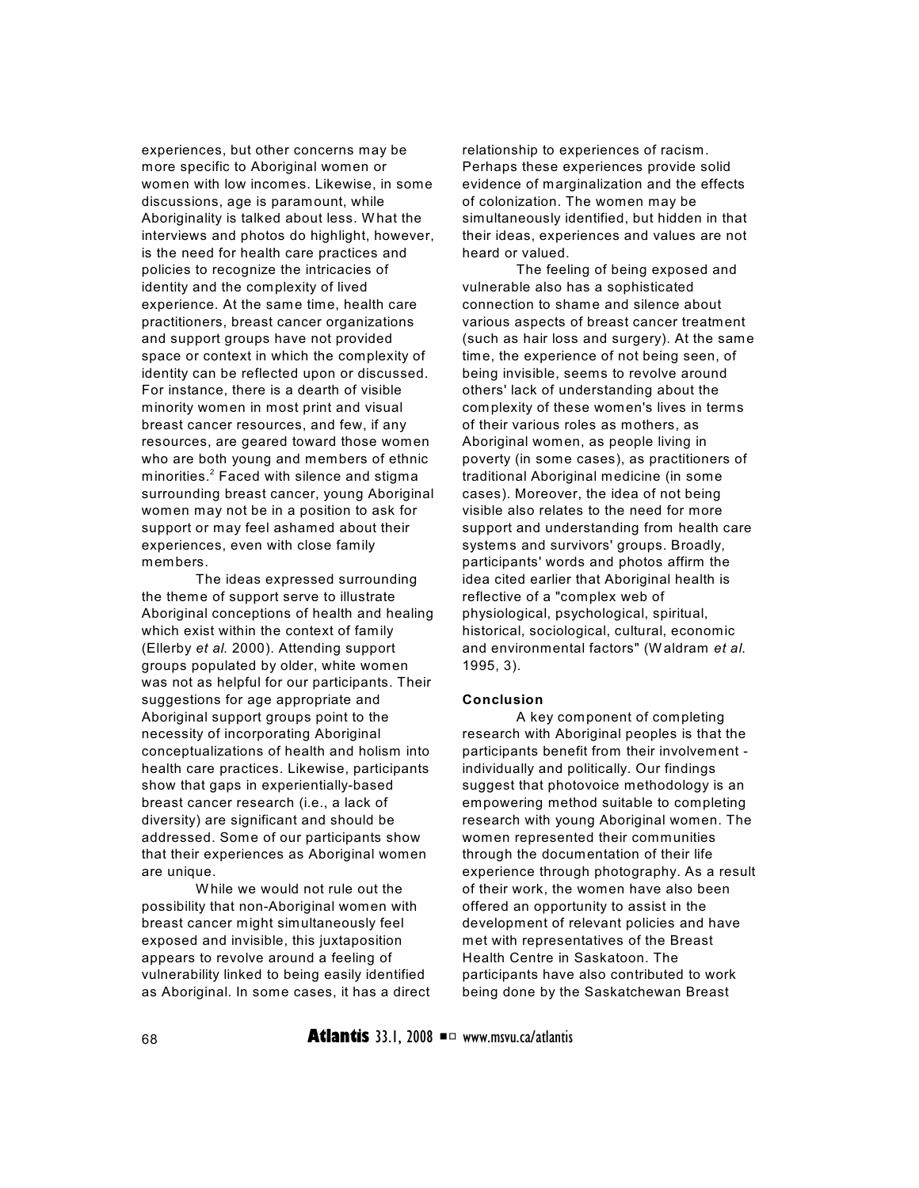experiences, but other concerns may be more specific to Aboriginal women or women with low incomes. Likewise, in some discussions, age is paramount, while Aboriginality is talked about less. What the interviews and photos do highlight, however, is the need for health care practices and policies to recognize the intricacies of identity and the complexity of lived experience. At the same time, health care practitioners, breast cancer organizations and support groups have not provided space or context in which the complexity of identity can be reflected upon or discussed. For instance, there is a dearth of visible minority women in most print and visual breast cancer resources, and few, if any resources, are geared toward those women who are both young and members of ethnic minorities.[2] Faced with silence and stigma surrounding breast cancer, young Aboriginal women may not be in a position to ask for support or may feel ashamed about their experiences, even with close family members.

The ideas expressed surrounding the theme of support serve to illustrate Aboriginal conceptions of health and healing which exist within the context of family (Ellerby *et al.* 2000). Attending support groups populated by older, white women was not as helpful for our participants. Their suggestions for age appropriate and Aboriginal support groups point to the necessity of incorporating Aboriginal conceptualizations of health and holism into health care practices. Likewise, participants show that gaps in experientially-based breast cancer research (i.e., a lack of diversity) are significant and should be addressed. Some of our participants show that their experiences as Aboriginal women are unique.

While we would not rule out the possibility that non-Aboriginal women with breast cancer might simultaneously feel exposed and invisible, this juxtaposition appears to revolve around a feeling of vulnerability linked to being easily identified as Aboriginal. In some cases, it has a direct relationship to experiences of racism. Perhaps these experiences provide solid evidence of marginalization and the effects of colonization. The women may be simultaneously identified, but hidden in that their ideas, experiences and values are not heard or valued.

The feeling of being exposed and vulnerable also has a sophisticated connection to shame and silence about various aspects of breast cancer treatment (such as hair loss and surgery). At the same time, the experience of not being seen, of being invisible, seems to revolve around others' lack of understanding about the complexity of these women's lives in terms of their various roles as mothers, as Aboriginal women, as people living in poverty (in some cases), as practitioners of traditional Aboriginal medicine (in some cases). Moreover, the idea of not being visible also relates to the need for more support and understanding from health care systems and survivors' groups. Broadly, participants' words and photos affirm the idea cited earlier that Aboriginal health is reflective of a "complex web of physiological, psychological, spiritual, historical, sociological, cultural, economic and environmental factors" (Waldram *et al.* 1995, 3).

## Conclusion

A key component of completing research with Aboriginal peoples is that the participants benefit from their involvement - individually and politically. Our findings suggest that photovoice methodology is an empowering method suitable to completing research with young Aboriginal women. The women represented their communities through the documentation of their life experience through photography. As a result of their work, the women have also been offered an opportunity to assist in the development of relevant policies and have met with representatives of the Breast Health Centre in Saskatoon. The participants have also contributed to work being done by the Saskatchewan Breast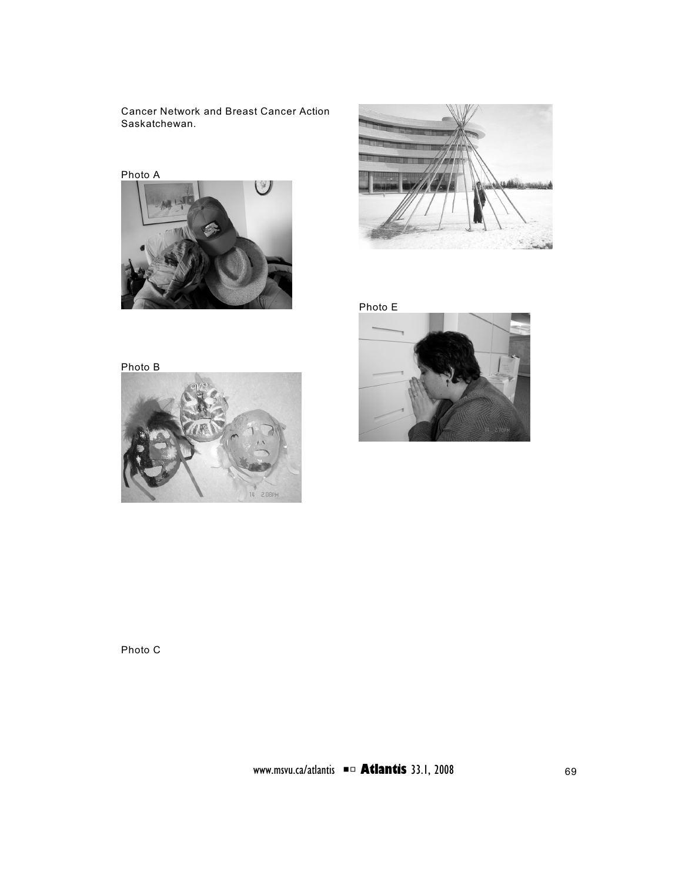Cancer Network and Breast Cancer Action Saskatchewan.

Photo A

Photo B

Photo C

Photo E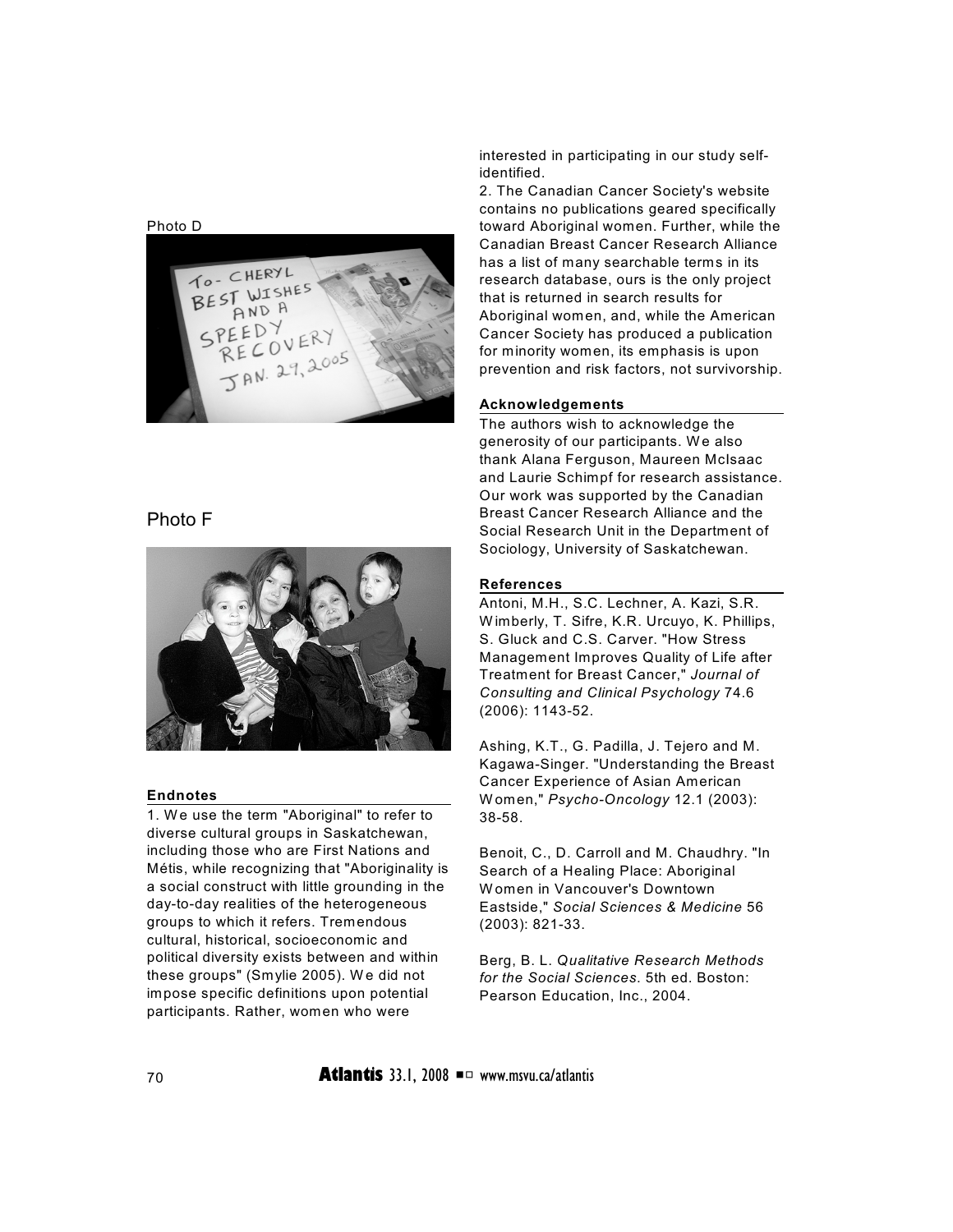Photo D

Photo F

## Endnotes

1. We use the term "Aboriginal" to refer to diverse cultural groups in Saskatchewan, including those who are First Nations and Métis, while recognizing that "Aboriginality is a social construct with little grounding in the day-to-day realities of the heterogeneous groups to which it refers. Tremendous cultural, historical, socioeconomic and political diversity exists between and within these groups" (Smylie 2005). We did not impose specific definitions upon potential participants. Rather, women who were interested in participating in our study self-identified.

2. The Canadian Cancer Society's website contains no publications geared specifically toward Aboriginal women. Further, while the Canadian Breast Cancer Research Alliance has a list of many searchable terms in its research database, ours is the only project that is returned in search results for Aboriginal women, and, while the American Cancer Society has produced a publication for minority women, its emphasis is upon prevention and risk factors, not survivorship.

## Acknowledgements

The authors wish to acknowledge the generosity of our participants. We also thank Alana Ferguson, Maureen McIsaac and Laurie Schimpf for research assistance. Our work was supported by the Canadian Breast Cancer Research Alliance and the Social Research Unit in the Department of Sociology, University of Saskatchewan.

## References

Antoni, M.H., S.C. Lechner, A. Kazi, S.R. Wimberly, T. Sifre, K.R. Urcuyo, K. Phillips, S. Gluck and C.S. Carver. "How Stress Management Improves Quality of Life after Treatment for Breast Cancer," *Journal of Consulting and Clinical Psychology* 74.6 (2006): 1143-52.

Ashing, K.T., G. Padilla, J. Tejero and M. Kagawa-Singer. "Understanding the Breast Cancer Experience of Asian American Women," *Psycho-Oncology* 12.1 (2003): 38-58.

Benoit, C., D. Carroll and M. Chaudhry. "In Search of a Healing Place: Aboriginal Women in Vancouver's Downtown Eastside," *Social Sciences & Medicine* 56 (2003): 821-33.

Berg, B. L. *Qualitative Research Methods for the Social Sciences*. 5th ed. Boston: Pearson Education, Inc., 2004.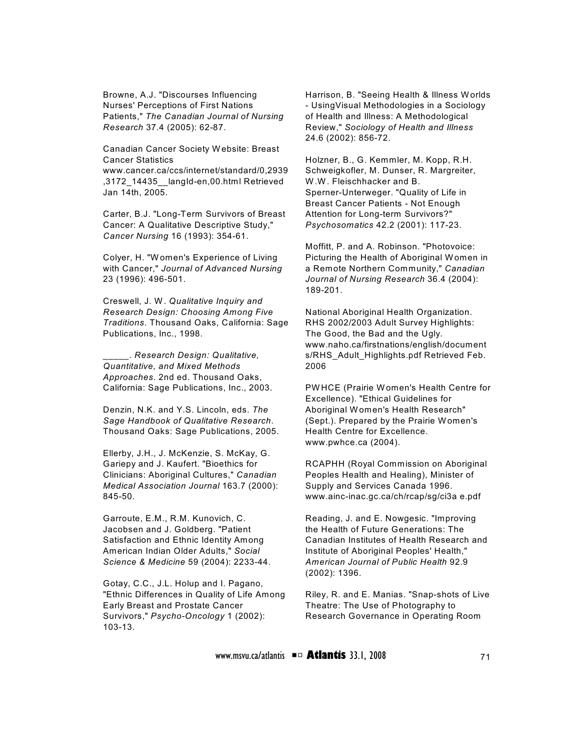Browne, A.J. "Discourses Influencing Nurses' Perceptions of First Nations Patients," *The Canadian Journal of Nursing Research* 37.4 (2005): 62-87.

Canadian Cancer Society Website: Breast Cancer Statistics www.cancer.ca/ccs/internet/standard/0,2939,3172_14435__langId-en,00.html Retrieved Jan 14th, 2005.

Carter, B.J. "Long-Term Survivors of Breast Cancer: A Qualitative Descriptive Study," *Cancer Nursing* 16 (1993): 354-61.

Colyer, H. "Women's Experience of Living with Cancer," *Journal of Advanced Nursing* 23 (1996): 496-501.

Creswell, J. W. *Qualitative Inquiry and Research Design: Choosing Among Five Traditions*. Thousand Oaks, California: Sage Publications, Inc., 1998.

_____. *Research Design: Qualitative, Quantitative, and Mixed Methods Approaches*. 2nd ed. Thousand Oaks, California: Sage Publications, Inc., 2003.

Denzin, N.K. and Y.S. Lincoln, eds. *The Sage Handbook of Qualitative Research*. Thousand Oaks: Sage Publications, 2005.

Ellerby, J.H., J. McKenzie, S. McKay, G. Gariepy and J. Kaufert. "Bioethics for Clinicians: Aboriginal Cultures," *Canadian Medical Association Journal* 163.7 (2000): 845-50.

Garroute, E.M., R.M. Kunovich, C. Jacobsen and J. Goldberg. "Patient Satisfaction and Ethnic Identity Among American Indian Older Adults," *Social Science & Medicine* 59 (2004): 2233-44.

Gotay, C.C., J.L. Holup and I. Pagano, "Ethnic Differences in Quality of Life Among Early Breast and Prostate Cancer Survivors," *Psycho-Oncology* 1 (2002): 103-13.

Harrison, B. "Seeing Health & Illness Worlds - UsingVisual Methodologies in a Sociology of Health and Illness: A Methodological Review," *Sociology of Health and Illness* 24.6 (2002): 856-72.

Holzner, B., G. Kemmler, M. Kopp, R.H. Schweigkofler, M. Dunser, R. Margreiter, W.W. Fleischhacker and B. Sperner-Unterweger. "Quality of Life in Breast Cancer Patients - Not Enough Attention for Long-term Survivors?" *Psychosomatics* 42.2 (2001): 117-23.

Moffitt, P. and A. Robinson. "Photovoice: Picturing the Health of Aboriginal Women in a Remote Northern Community," *Canadian Journal of Nursing Research* 36.4 (2004): 189-201.

National Aboriginal Health Organization. RHS 2002/2003 Adult Survey Highlights: The Good, the Bad and the Ugly. www.naho.ca/firstnations/english/documents/RHS_Adult_Highlights.pdf Retrieved Feb. 2006

PWHCE (Prairie Women's Health Centre for Excellence). "Ethical Guidelines for Aboriginal Women's Health Research" (Sept.). Prepared by the Prairie Women's Health Centre for Excellence. www.pwhce.ca (2004).

RCAPHH (Royal Commission on Aboriginal Peoples Health and Healing), Minister of Supply and Services Canada 1996. www.ainc-inac.gc.ca/ch/rcap/sg/ci3a e.pdf

Reading, J. and E. Nowgesic. "Improving the Health of Future Generations: The Canadian Institutes of Health Research and Institute of Aboriginal Peoples' Health," *American Journal of Public Health* 92.9 (2002): 1396.

Riley, R. and E. Manias. "Snap-shots of Live Theatre: The Use of Photography to Research Governance in Operating Room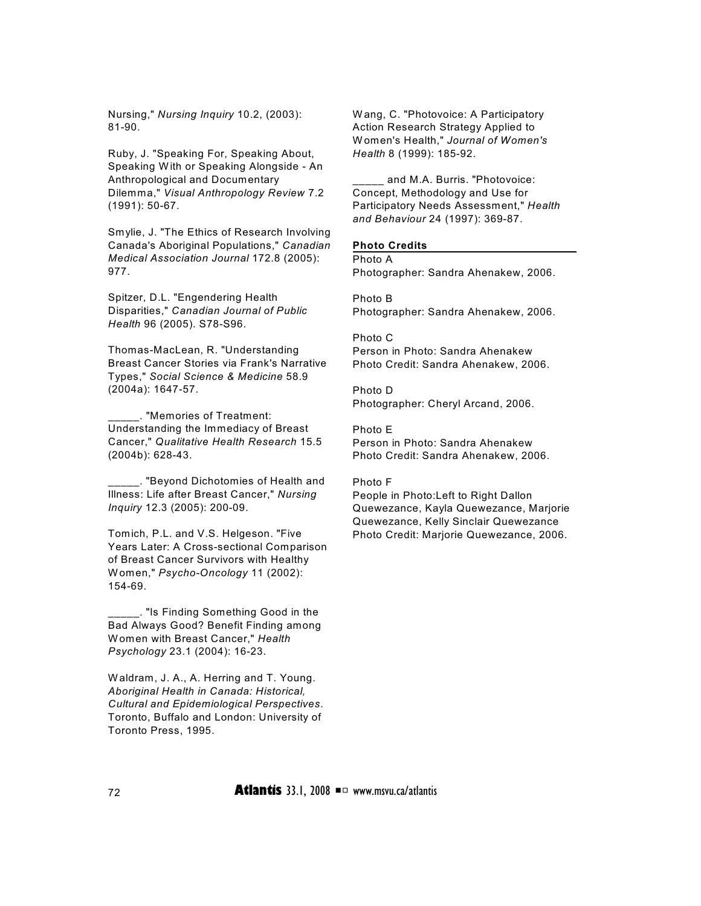Nursing," *Nursing Inquiry* 10.2, (2003): 81-90.

Ruby, J. "Speaking For, Speaking About, Speaking With or Speaking Alongside - An Anthropological and Documentary Dilemma," *Visual Anthropology Review* 7.2 (1991): 50-67.

Smylie, J. "The Ethics of Research Involving Canada's Aboriginal Populations," *Canadian Medical Association Journal* 172.8 (2005): 977.

Spitzer, D.L. "Engendering Health Disparities," *Canadian Journal of Public Health* 96 (2005). S78-S96.

Thomas-MacLean, R. "Understanding Breast Cancer Stories via Frank's Narrative Types," *Social Science & Medicine* 58.9 (2004a): 1647-57.

_____. "Memories of Treatment: Understanding the Immediacy of Breast Cancer," *Qualitative Health Research* 15.5 (2004b): 628-43.

_____. "Beyond Dichotomies of Health and Illness: Life after Breast Cancer," *Nursing Inquiry* 12.3 (2005): 200-09.

Tomich, P.L. and V.S. Helgeson. "Five Years Later: A Cross-sectional Comparison of Breast Cancer Survivors with Healthy Women," *Psycho-Oncology* 11 (2002): 154-69.

_____. "Is Finding Something Good in the Bad Always Good? Benefit Finding among Women with Breast Cancer," *Health Psychology* 23.1 (2004): 16-23.

Waldram, J. A., A. Herring and T. Young. *Aboriginal Health in Canada: Historical, Cultural and Epidemiological Perspectives*. Toronto, Buffalo and London: University of Toronto Press, 1995.

Wang, C. "Photovoice: A Participatory Action Research Strategy Applied to Women's Health," *Journal of Women's Health* 8 (1999): 185-92.

_____ and M.A. Burris. "Photovoice: Concept, Methodology and Use for Participatory Needs Assessment," *Health and Behaviour* 24 (1997): 369-87.

**Photo Credits**

Photo A
Photographer: Sandra Ahenakew, 2006.

Photo B
Photographer: Sandra Ahenakew, 2006.

Photo C
Person in Photo: Sandra Ahenakew
Photo Credit: Sandra Ahenakew, 2006.

Photo D
Photographer: Cheryl Arcand, 2006.

Photo E
Person in Photo: Sandra Ahenakew
Photo Credit: Sandra Ahenakew, 2006.

Photo F
People in Photo:Left to Right Dallon Quewezance, Kayla Quewezance, Marjorie Quewezance, Kelly Sinclair Quewezance
Photo Credit: Marjorie Quewezance, 2006.